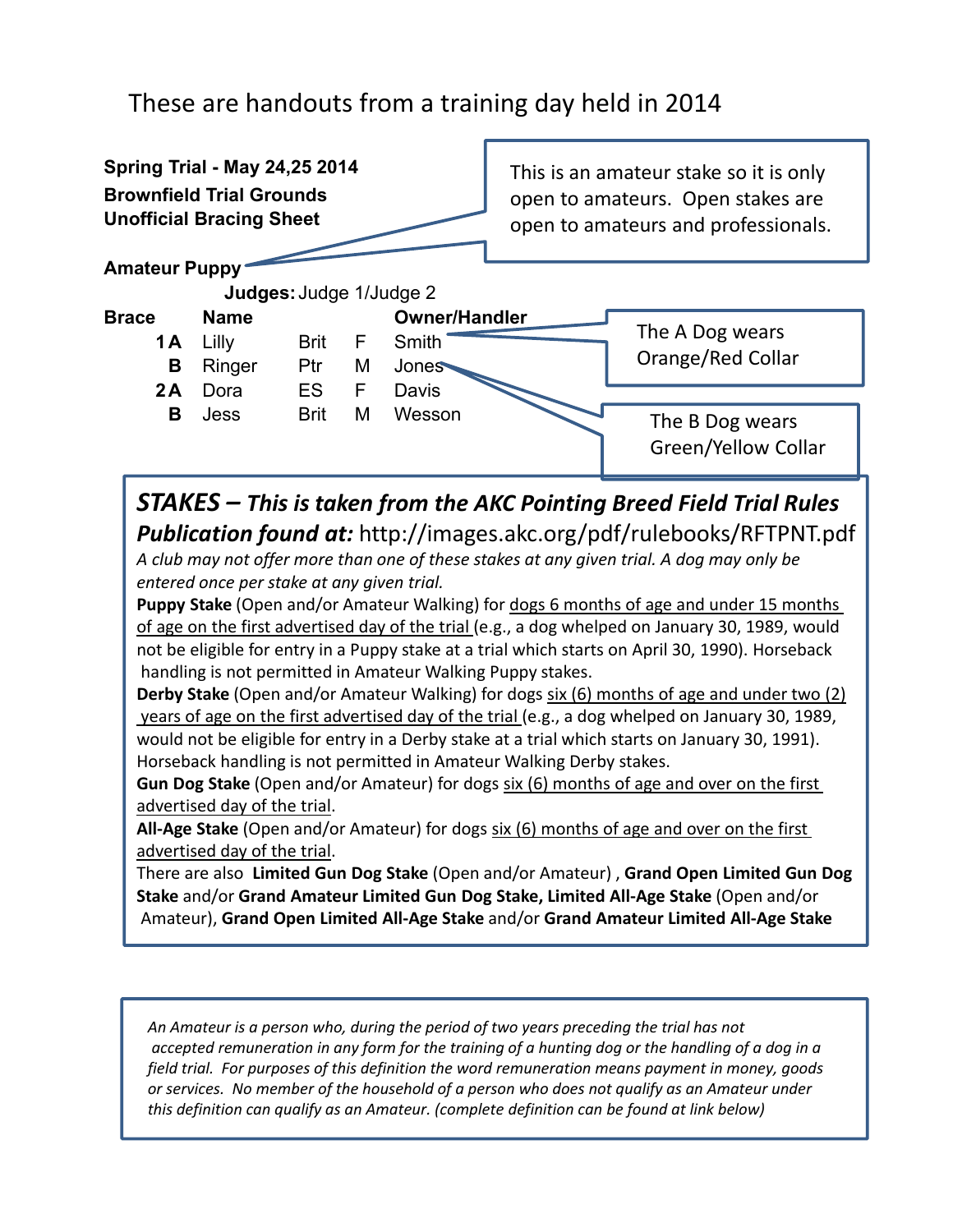# These are handouts from a training day held in 2014

**Spring Trial - May 24,25 2014**
**Brownfield Trial Grounds**
**Unofficial Bracing Sheet**

> This is an amateur stake so it is only open to amateurs. Open stakes are open to amateurs and professionals.

**Amateur Puppy**

**Judges:** Judge 1/Judge 2

| Brace | Name | | | Owner/Handler |
|---|---|---|---|---|
| 1 A | Lilly | Brit | F | Smith |
| B | Ringer | Ptr | M | Jones |
| 2 A | Dora | ES | F | Davis |
| B | Jess | Brit | M | Wesson |

> The A Dog wears Orange/Red Collar

> The B Dog wears Green/Yellow Collar

***STAKES – This is taken from the AKC Pointing Breed Field Trial Rules Publication found at:*** http://images.akc.org/pdf/rulebooks/RFTPNT.pdf

*A club may not offer more than one of these stakes at any given trial. A dog may only be entered once per stake at any given trial.*

**Puppy Stake** (Open and/or Amateur Walking) for dogs 6 months of age and under 15 months of age on the first advertised day of the trial (e.g., a dog whelped on January 30, 1989, would not be eligible for entry in a Puppy stake at a trial which starts on April 30, 1990). Horseback handling is not permitted in Amateur Walking Puppy stakes.

**Derby Stake** (Open and/or Amateur Walking) for dogs six (6) months of age and under two (2) years of age on the first advertised day of the trial (e.g., a dog whelped on January 30, 1989, would not be eligible for entry in a Derby stake at a trial which starts on January 30, 1991). Horseback handling is not permitted in Amateur Walking Derby stakes.

**Gun Dog Stake** (Open and/or Amateur) for dogs six (6) months of age and over on the first advertised day of the trial.

**All-Age Stake** (Open and/or Amateur) for dogs six (6) months of age and over on the first advertised day of the trial.

There are also **Limited Gun Dog Stake** (Open and/or Amateur) , **Grand Open Limited Gun Dog Stake** and/or **Grand Amateur Limited Gun Dog Stake, Limited All-Age Stake** (Open and/or Amateur), **Grand Open Limited All-Age Stake** and/or **Grand Amateur Limited All-Age Stake**

*An Amateur is a person who, during the period of two years preceding the trial has not accepted remuneration in any form for the training of a hunting dog or the handling of a dog in a field trial. For purposes of this definition the word remuneration means payment in money, goods or services. No member of the household of a person who does not qualify as an Amateur under this definition can qualify as an Amateur. (complete definition can be found at link below)*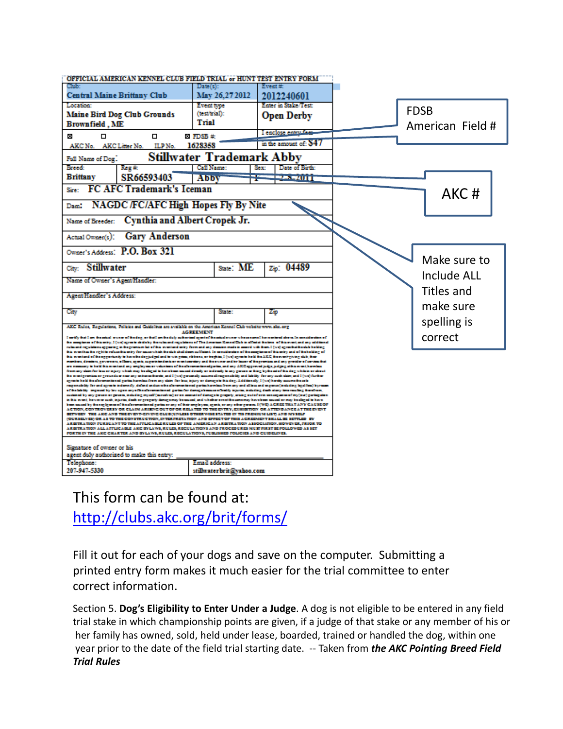**OFFICIAL AMERICAN KENNEL CLUB FIELD TRIAL or HUNT TEST ENTRY FORM**

| Club: Central Maine Brittany Club | Date(s): May 26,27 2012 | Event #: 2012240601 |
|---|---|---|
| Location: Maine Bird Dog Club Grounds Brownfield , ME | Event type (test/trial): Trial | Enter in Stake/Test: Open Derby |
| ☒ AKC No. ☐ AKC Litter No. ☐ ILP No. | ☒ FDSB #: 1628358 | I enclose entry fees in the amount of: $47 |

| Full Name of Dog: Stillwater Trademark Abby | | | |
|---|---|---|---|
| Breed: Brittany | Reg #: SR66593403 | Call Name: Abby | Sex: F | Date of Birth: 2-8-2011 |

Sire: FC AFC Trademark's Iceman

Dam: NAGDC /FC/AFC High Hopes Fly By Nite

Name of Breeder: Cynthia and Albert Cropek Jr.

Actual Owner(s): Gary Anderson

Owner's Address: P.O. Box 321

City: Stillwater | State: ME | Zip: 04489

Name of Owner's Agent/Handler:

Agent/Handler's Address:

City | State: | Zip

AKC Rules, Regulations, Policies and Guidelines are available on the American Kennel Club website www.akc.org

**AGREEMENT**

Signature of owner or his agent duly authorized to make this entry:

Telephone: 207-947-5330 | Email address: stillwaterbrit@yahoo.com

FDSB American Field #

AKC #

Make sure to Include ALL Titles and make sure spelling is correct

This form can be found at: http://clubs.akc.org/brit/forms/

Fill it out for each of your dogs and save on the computer. Submitting a printed entry form makes it much easier for the trial committee to enter correct information.

Section 5. **Dog's Eligibility to Enter Under a Judge**. A dog is not eligible to be entered in any field trial stake in which championship points are given, if a judge of that stake or any member of his or her family has owned, sold, held under lease, boarded, trained or handled the dog, within one year prior to the date of the field trial starting date. -- Taken from ***the AKC Pointing Breed Field Trial Rules***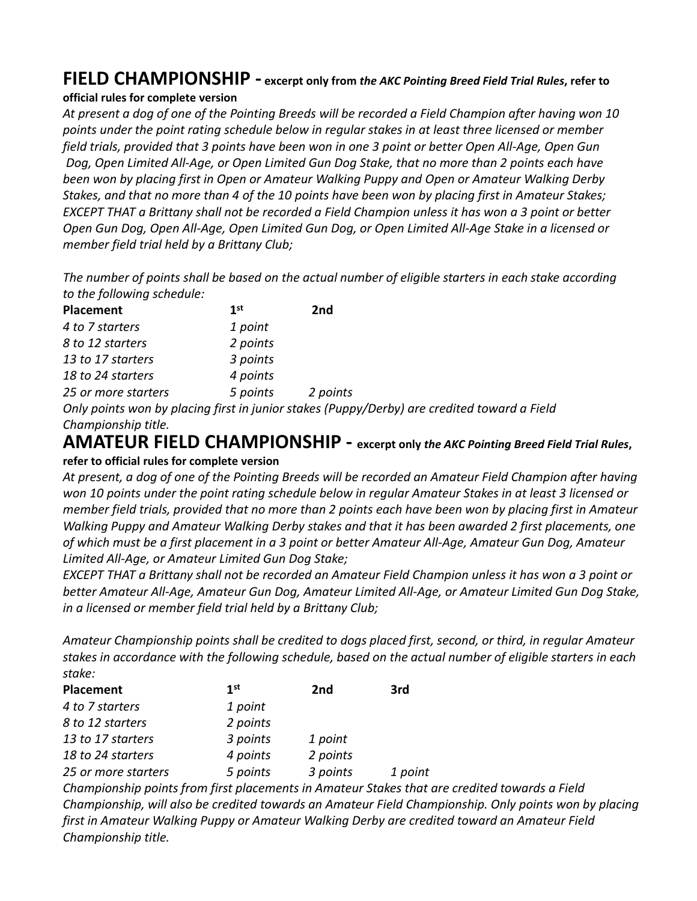## FIELD CHAMPIONSHIP - **excerpt only from *the AKC Pointing Breed Field Trial Rules*, refer to official rules for complete version**

*At present a dog of one of the Pointing Breeds will be recorded a Field Champion after having won 10 points under the point rating schedule below in regular stakes in at least three licensed or member field trials, provided that 3 points have been won in one 3 point or better Open All-Age, Open Gun Dog, Open Limited All-Age, or Open Limited Gun Dog Stake, that no more than 2 points each have been won by placing first in Open or Amateur Walking Puppy and Open or Amateur Walking Derby Stakes, and that no more than 4 of the 10 points have been won by placing first in Amateur Stakes; EXCEPT THAT a Brittany shall not be recorded a Field Champion unless it has won a 3 point or better Open Gun Dog, Open All-Age, Open Limited Gun Dog, or Open Limited All-Age Stake in a licensed or member field trial held by a Brittany Club;*

*The number of points shall be based on the actual number of eligible starters in each stake according to the following schedule:*

| Placement | 1st | 2nd |
|---|---|---|
| *4 to 7 starters* | *1 point* | |
| *8 to 12 starters* | *2 points* | |
| *13 to 17 starters* | *3 points* | |
| *18 to 24 starters* | *4 points* | |
| *25 or more starters* | *5 points* | *2 points* |

*Only points won by placing first in junior stakes (Puppy/Derby) are credited toward a Field Championship title.*

## AMATEUR FIELD CHAMPIONSHIP - **excerpt only *the AKC Pointing Breed Field Trial Rules*, refer to official rules for complete version**

*At present, a dog of one of the Pointing Breeds will be recorded an Amateur Field Champion after having won 10 points under the point rating schedule below in regular Amateur Stakes in at least 3 licensed or member field trials, provided that no more than 2 points each have been won by placing first in Amateur Walking Puppy and Amateur Walking Derby stakes and that it has been awarded 2 first placements, one of which must be a first placement in a 3 point or better Amateur All-Age, Amateur Gun Dog, Amateur Limited All-Age, or Amateur Limited Gun Dog Stake;*

*EXCEPT THAT a Brittany shall not be recorded an Amateur Field Champion unless it has won a 3 point or better Amateur All-Age, Amateur Gun Dog, Amateur Limited All-Age, or Amateur Limited Gun Dog Stake, in a licensed or member field trial held by a Brittany Club;*

*Amateur Championship points shall be credited to dogs placed first, second, or third, in regular Amateur stakes in accordance with the following schedule, based on the actual number of eligible starters in each stake:*

| Placement | 1st | 2nd | 3rd |
|---|---|---|---|
| *4 to 7 starters* | *1 point* | | |
| *8 to 12 starters* | *2 points* | | |
| *13 to 17 starters* | *3 points* | *1 point* | |
| *18 to 24 starters* | *4 points* | *2 points* | |
| *25 or more starters* | *5 points* | *3 points* | *1 point* |

*Championship points from first placements in Amateur Stakes that are credited towards a Field Championship, will also be credited towards an Amateur Field Championship. Only points won by placing first in Amateur Walking Puppy or Amateur Walking Derby are credited toward an Amateur Field Championship title.*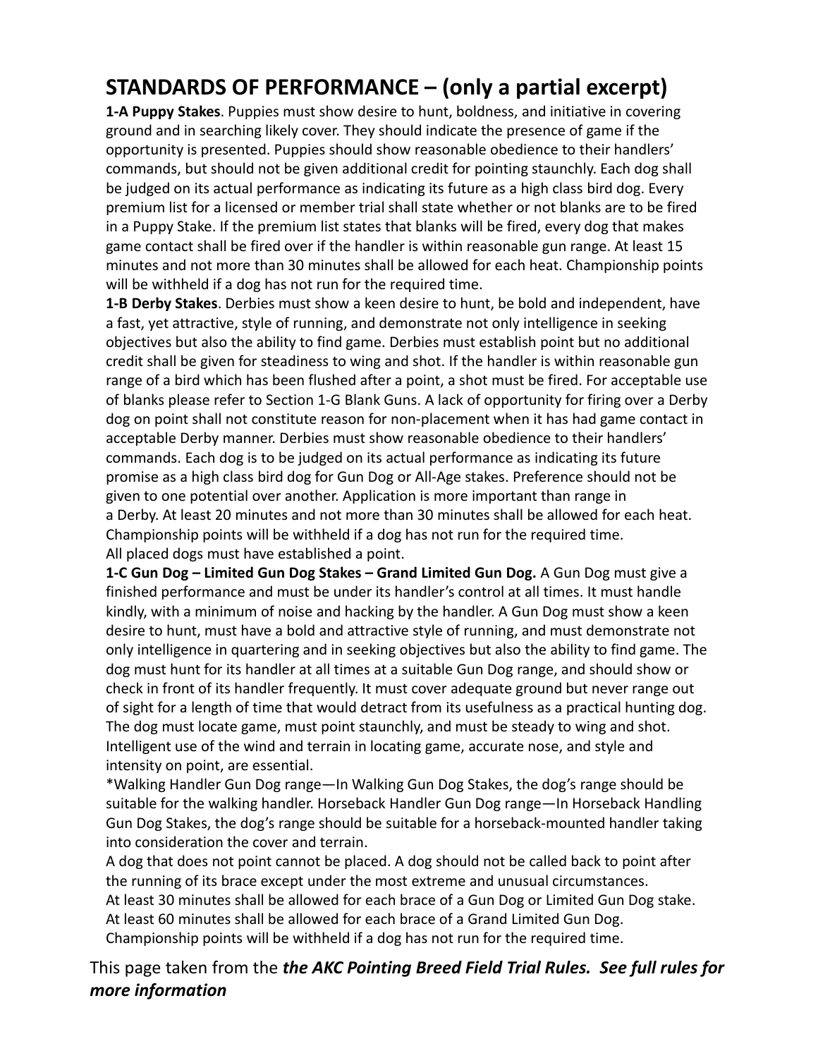## STANDARDS OF PERFORMANCE – (only a partial excerpt)

**1-A Puppy Stakes**. Puppies must show desire to hunt, boldness, and initiative in covering ground and in searching likely cover. They should indicate the presence of game if the opportunity is presented. Puppies should show reasonable obedience to their handlers' commands, but should not be given additional credit for pointing staunchly. Each dog shall be judged on its actual performance as indicating its future as a high class bird dog. Every premium list for a licensed or member trial shall state whether or not blanks are to be fired in a Puppy Stake. If the premium list states that blanks will be fired, every dog that makes game contact shall be fired over if the handler is within reasonable gun range. At least 15 minutes and not more than 30 minutes shall be allowed for each heat. Championship points will be withheld if a dog has not run for the required time.

**1-B Derby Stakes**. Derbies must show a keen desire to hunt, be bold and independent, have a fast, yet attractive, style of running, and demonstrate not only intelligence in seeking objectives but also the ability to find game. Derbies must establish point but no additional credit shall be given for steadiness to wing and shot. If the handler is within reasonable gun range of a bird which has been flushed after a point, a shot must be fired. For acceptable use of blanks please refer to Section 1-G Blank Guns. A lack of opportunity for firing over a Derby dog on point shall not constitute reason for non-placement when it has had game contact in acceptable Derby manner. Derbies must show reasonable obedience to their handlers' commands. Each dog is to be judged on its actual performance as indicating its future promise as a high class bird dog for Gun Dog or All-Age stakes. Preference should not be given to one potential over another. Application is more important than range in a Derby. At least 20 minutes and not more than 30 minutes shall be allowed for each heat. Championship points will be withheld if a dog has not run for the required time.
All placed dogs must have established a point.

**1-C Gun Dog – Limited Gun Dog Stakes – Grand Limited Gun Dog.** A Gun Dog must give a finished performance and must be under its handler's control at all times. It must handle kindly, with a minimum of noise and hacking by the handler. A Gun Dog must show a keen desire to hunt, must have a bold and attractive style of running, and must demonstrate not only intelligence in quartering and in seeking objectives but also the ability to find game. The dog must hunt for its handler at all times at a suitable Gun Dog range, and should show or check in front of its handler frequently. It must cover adequate ground but never range out of sight for a length of time that would detract from its usefulness as a practical hunting dog. The dog must locate game, must point staunchly, and must be steady to wing and shot. Intelligent use of the wind and terrain in locating game, accurate nose, and style and intensity on point, are essential.

*Walking Handler Gun Dog range—In Walking Gun Dog Stakes, the dog's range should be suitable for the walking handler. Horseback Handler Gun Dog range—In Horseback Handling Gun Dog Stakes, the dog's range should be suitable for a horseback-mounted handler taking into consideration the cover and terrain.

A dog that does not point cannot be placed. A dog should not be called back to point after the running of its brace except under the most extreme and unusual circumstances.
At least 30 minutes shall be allowed for each brace of a Gun Dog or Limited Gun Dog stake.
At least 60 minutes shall be allowed for each brace of a Grand Limited Gun Dog.
Championship points will be withheld if a dog has not run for the required time.

This page taken from the ***the AKC Pointing Breed Field Trial Rules. See full rules for more information***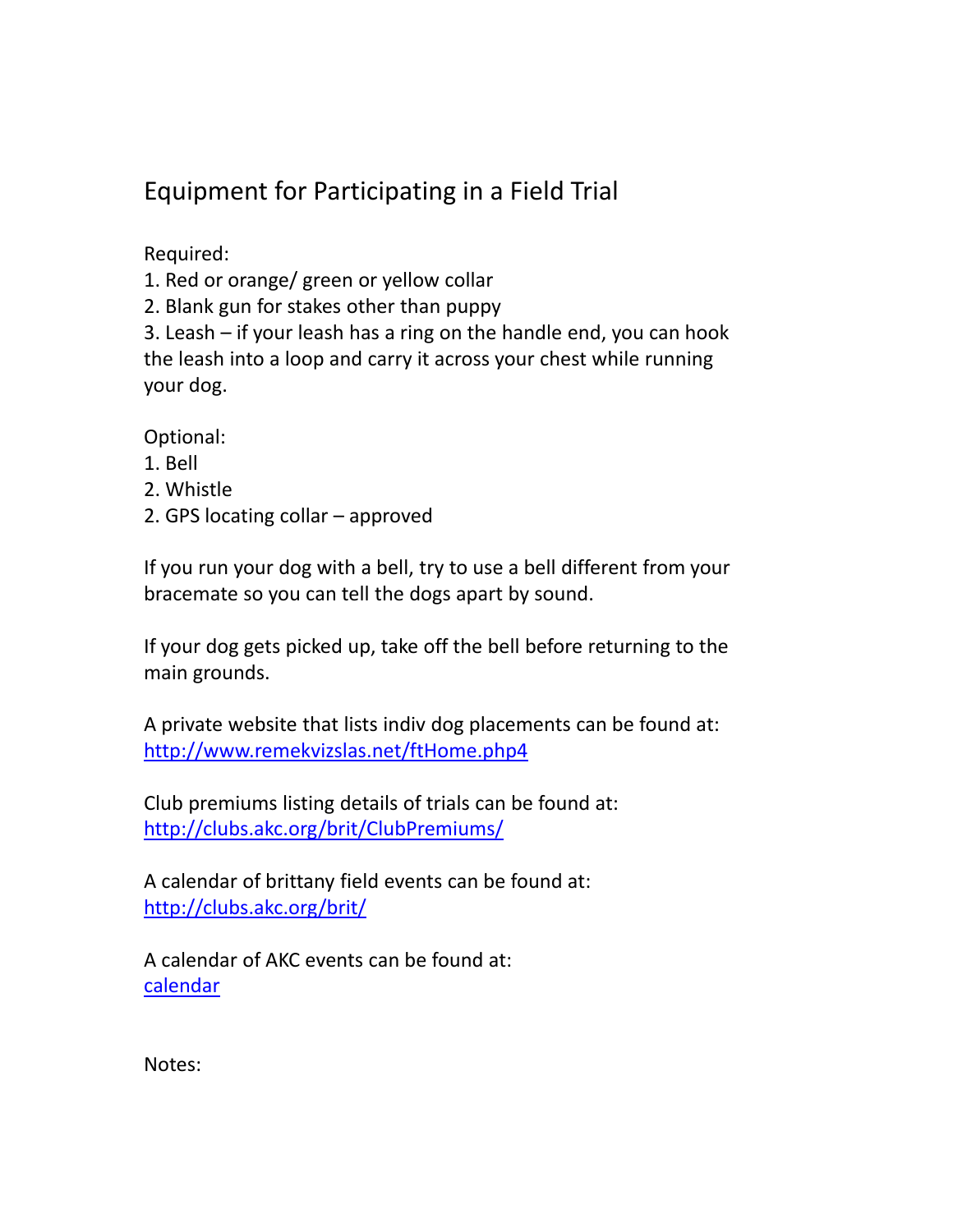# Equipment for Participating in a Field Trial

Required:

1. Red or orange/ green or yellow collar
2. Blank gun for stakes other than puppy
3. Leash – if your leash has a ring on the handle end, you can hook the leash into a loop and carry it across your chest while running your dog.

Optional:

1. Bell
2. Whistle
2. GPS locating collar – approved

If you run your dog with a bell, try to use a bell different from your bracemate so you can tell the dogs apart by sound.

If your dog gets picked up, take off the bell before returning to the main grounds.

A private website that lists indiv dog placements can be found at:
[http://www.remekvizslas.net/ftHome.php4](http://www.remekvizslas.net/ftHome.php4)

Club premiums listing details of trials can be found at:
[http://clubs.akc.org/brit/ClubPremiums/](http://clubs.akc.org/brit/ClubPremiums/)

A calendar of brittany field events can be found at:
[http://clubs.akc.org/brit/](http://clubs.akc.org/brit/)

A calendar of AKC events can be found at:
calendar

Notes: